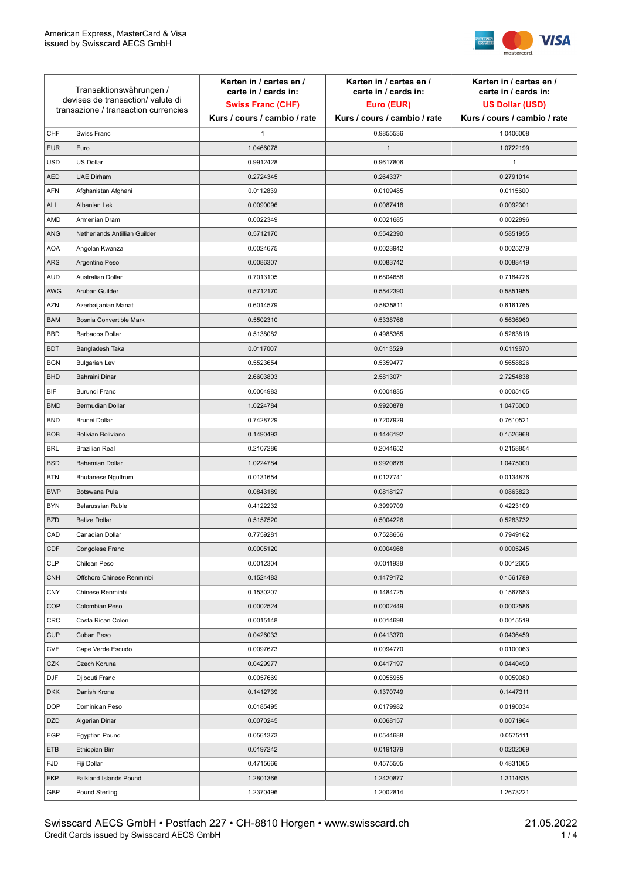American Express, MasterCard & Visa
issued by Swisscard AECS GmbH

| Transaktionswährungen / devises de transaction/ valute di transazione / transaction currencies | | Karten in / cartes en / carte in / cards in: **Swiss Franc (CHF)** Kurs / cours / cambio / rate | Karten in / cartes en / carte in / cards in: **Euro (EUR)** Kurs / cours / cambio / rate | Karten in / cartes en / carte in / cards in: **US Dollar (USD)** Kurs / cours / cambio / rate |
|---|---|---|---|---|
| CHF | Swiss Franc | 1 | 0.9855536 | 1.0406008 |
| EUR | Euro | 1.0466078 | 1 | 1.0722199 |
| USD | US Dollar | 0.9912428 | 0.9617806 | 1 |
| AED | UAE Dirham | 0.2724345 | 0.2643371 | 0.2791014 |
| AFN | Afghanistan Afghani | 0.0112839 | 0.0109485 | 0.0115600 |
| ALL | Albanian Lek | 0.0090096 | 0.0087418 | 0.0092301 |
| AMD | Armenian Dram | 0.0022349 | 0.0021685 | 0.0022896 |
| ANG | Netherlands Antillian Guilder | 0.5712170 | 0.5542390 | 0.5851955 |
| AOA | Angolan Kwanza | 0.0024675 | 0.0023942 | 0.0025279 |
| ARS | Argentine Peso | 0.0086307 | 0.0083742 | 0.0088419 |
| AUD | Australian Dollar | 0.7013105 | 0.6804658 | 0.7184726 |
| AWG | Aruban Guilder | 0.5712170 | 0.5542390 | 0.5851955 |
| AZN | Azerbaijanian Manat | 0.6014579 | 0.5835811 | 0.6161765 |
| BAM | Bosnia Convertible Mark | 0.5502310 | 0.5338768 | 0.5636960 |
| BBD | Barbados Dollar | 0.5138082 | 0.4985365 | 0.5263819 |
| BDT | Bangladesh Taka | 0.0117007 | 0.0113529 | 0.0119870 |
| BGN | Bulgarian Lev | 0.5523654 | 0.5359477 | 0.5658826 |
| BHD | Bahraini Dinar | 2.6603803 | 2.5813071 | 2.7254838 |
| BIF | Burundi Franc | 0.0004983 | 0.0004835 | 0.0005105 |
| BMD | Bermudian Dollar | 1.0224784 | 0.9920878 | 1.0475000 |
| BND | Brunei Dollar | 0.7428729 | 0.7207929 | 0.7610521 |
| BOB | Bolivian Boliviano | 0.1490493 | 0.1446192 | 0.1526968 |
| BRL | Brazilian Real | 0.2107286 | 0.2044652 | 0.2158854 |
| BSD | Bahamian Dollar | 1.0224784 | 0.9920878 | 1.0475000 |
| BTN | Bhutanese Ngultrum | 0.0131654 | 0.0127741 | 0.0134876 |
| BWP | Botswana Pula | 0.0843189 | 0.0818127 | 0.0863823 |
| BYN | Belarussian Ruble | 0.4122232 | 0.3999709 | 0.4223109 |
| BZD | Belize Dollar | 0.5157520 | 0.5004226 | 0.5283732 |
| CAD | Canadian Dollar | 0.7759281 | 0.7528656 | 0.7949162 |
| CDF | Congolese Franc | 0.0005120 | 0.0004968 | 0.0005245 |
| CLP | Chilean Peso | 0.0012304 | 0.0011938 | 0.0012605 |
| CNH | Offshore Chinese Renminbi | 0.1524483 | 0.1479172 | 0.1561789 |
| CNY | Chinese Renminbi | 0.1530207 | 0.1484725 | 0.1567653 |
| COP | Colombian Peso | 0.0002524 | 0.0002449 | 0.0002586 |
| CRC | Costa Rican Colon | 0.0015148 | 0.0014698 | 0.0015519 |
| CUP | Cuban Peso | 0.0426033 | 0.0413370 | 0.0436459 |
| CVE | Cape Verde Escudo | 0.0097673 | 0.0094770 | 0.0100063 |
| CZK | Czech Koruna | 0.0429977 | 0.0417197 | 0.0440499 |
| DJF | Djibouti Franc | 0.0057669 | 0.0055955 | 0.0059080 |
| DKK | Danish Krone | 0.1412739 | 0.1370749 | 0.1447311 |
| DOP | Dominican Peso | 0.0185495 | 0.0179982 | 0.0190034 |
| DZD | Algerian Dinar | 0.0070245 | 0.0068157 | 0.0071964 |
| EGP | Egyptian Pound | 0.0561373 | 0.0544688 | 0.0575111 |
| ETB | Ethiopian Birr | 0.0197242 | 0.0191379 | 0.0202069 |
| FJD | Fiji Dollar | 0.4715666 | 0.4575505 | 0.4831065 |
| FKP | Falkland Islands Pound | 1.2801366 | 1.2420877 | 1.3114635 |
| GBP | Pound Sterling | 1.2370496 | 1.2002814 | 1.2673221 |

Swisscard AECS GmbH • Postfach 227 • CH-8810 Horgen • www.swisscard.ch
Credit Cards issued by Swisscard AECS GmbH

21.05.2022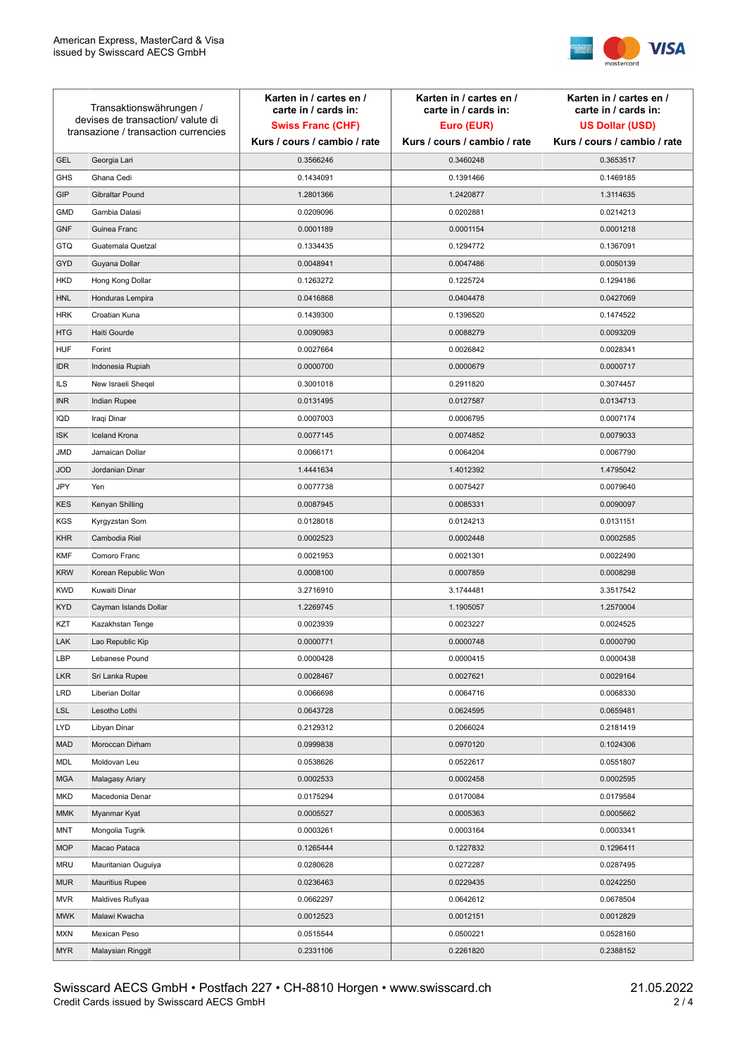| Transaktionswährungen / devises de transaction/ valute di transazione / transaction currencies | | Karten in / cartes en / carte in / cards in: Swiss Franc (CHF) Kurs / cours / cambio / rate | Karten in / cartes en / carte in / cards in: Euro (EUR) Kurs / cours / cambio / rate | Karten in / cartes en / carte in / cards in: US Dollar (USD) Kurs / cours / cambio / rate |
|---|---|---|---|---|
| GEL | Georgia Lari | 0.3566246 | 0.3460248 | 0.3653517 |
| GHS | Ghana Cedi | 0.1434091 | 0.1391466 | 0.1469185 |
| GIP | Gibraltar Pound | 1.2801366 | 1.2420877 | 1.3114635 |
| GMD | Gambia Dalasi | 0.0209096 | 0.0202881 | 0.0214213 |
| GNF | Guinea Franc | 0.0001189 | 0.0001154 | 0.0001218 |
| GTQ | Guatemala Quetzal | 0.1334435 | 0.1294772 | 0.1367091 |
| GYD | Guyana Dollar | 0.0048941 | 0.0047486 | 0.0050139 |
| HKD | Hong Kong Dollar | 0.1263272 | 0.1225724 | 0.1294186 |
| HNL | Honduras Lempira | 0.0416868 | 0.0404478 | 0.0427069 |
| HRK | Croatian Kuna | 0.1439300 | 0.1396520 | 0.1474522 |
| HTG | Haiti Gourde | 0.0090983 | 0.0088279 | 0.0093209 |
| HUF | Forint | 0.0027664 | 0.0026842 | 0.0028341 |
| IDR | Indonesia Rupiah | 0.0000700 | 0.0000679 | 0.0000717 |
| ILS | New Israeli Sheqel | 0.3001018 | 0.2911820 | 0.3074457 |
| INR | Indian Rupee | 0.0131495 | 0.0127587 | 0.0134713 |
| IQD | Iraqi Dinar | 0.0007003 | 0.0006795 | 0.0007174 |
| ISK | Iceland Krona | 0.0077145 | 0.0074852 | 0.0079033 |
| JMD | Jamaican Dollar | 0.0066171 | 0.0064204 | 0.0067790 |
| JOD | Jordanian Dinar | 1.4441634 | 1.4012392 | 1.4795042 |
| JPY | Yen | 0.0077738 | 0.0075427 | 0.0079640 |
| KES | Kenyan Shilling | 0.0087945 | 0.0085331 | 0.0090097 |
| KGS | Kyrgyzstan Som | 0.0128018 | 0.0124213 | 0.0131151 |
| KHR | Cambodia Riel | 0.0002523 | 0.0002448 | 0.0002585 |
| KMF | Comoro Franc | 0.0021953 | 0.0021301 | 0.0022490 |
| KRW | Korean Republic Won | 0.0008100 | 0.0007859 | 0.0008298 |
| KWD | Kuwaiti Dinar | 3.2716910 | 3.1744481 | 3.3517542 |
| KYD | Cayman Islands Dollar | 1.2269745 | 1.1905057 | 1.2570004 |
| KZT | Kazakhstan Tenge | 0.0023939 | 0.0023227 | 0.0024525 |
| LAK | Lao Republic Kip | 0.0000771 | 0.0000748 | 0.0000790 |
| LBP | Lebanese Pound | 0.0000428 | 0.0000415 | 0.0000438 |
| LKR | Sri Lanka Rupee | 0.0028467 | 0.0027621 | 0.0029164 |
| LRD | Liberian Dollar | 0.0066698 | 0.0064716 | 0.0068330 |
| LSL | Lesotho Lothi | 0.0643728 | 0.0624595 | 0.0659481 |
| LYD | Libyan Dinar | 0.2129312 | 0.2066024 | 0.2181419 |
| MAD | Moroccan Dirham | 0.0999838 | 0.0970120 | 0.1024306 |
| MDL | Moldovan Leu | 0.0538626 | 0.0522617 | 0.0551807 |
| MGA | Malagasy Ariary | 0.0002533 | 0.0002458 | 0.0002595 |
| MKD | Macedonia Denar | 0.0175294 | 0.0170084 | 0.0179584 |
| MMK | Myanmar Kyat | 0.0005527 | 0.0005363 | 0.0005662 |
| MNT | Mongolia Tugrik | 0.0003261 | 0.0003164 | 0.0003341 |
| MOP | Macao Pataca | 0.1265444 | 0.1227832 | 0.1296411 |
| MRU | Mauritanian Ouguiya | 0.0280628 | 0.0272287 | 0.0287495 |
| MUR | Mauritius Rupee | 0.0236463 | 0.0229435 | 0.0242250 |
| MVR | Maldives Rufiyaa | 0.0662297 | 0.0642612 | 0.0678504 |
| MWK | Malawi Kwacha | 0.0012523 | 0.0012151 | 0.0012829 |
| MXN | Mexican Peso | 0.0515544 | 0.0500221 | 0.0528160 |
| MYR | Malaysian Ringgit | 0.2331106 | 0.2261820 | 0.2388152 |

Swisscard AECS GmbH • Postfach 227 • CH-8810 Horgen • www.swisscard.ch
Credit Cards issued by Swisscard AECS GmbH

21.05.2022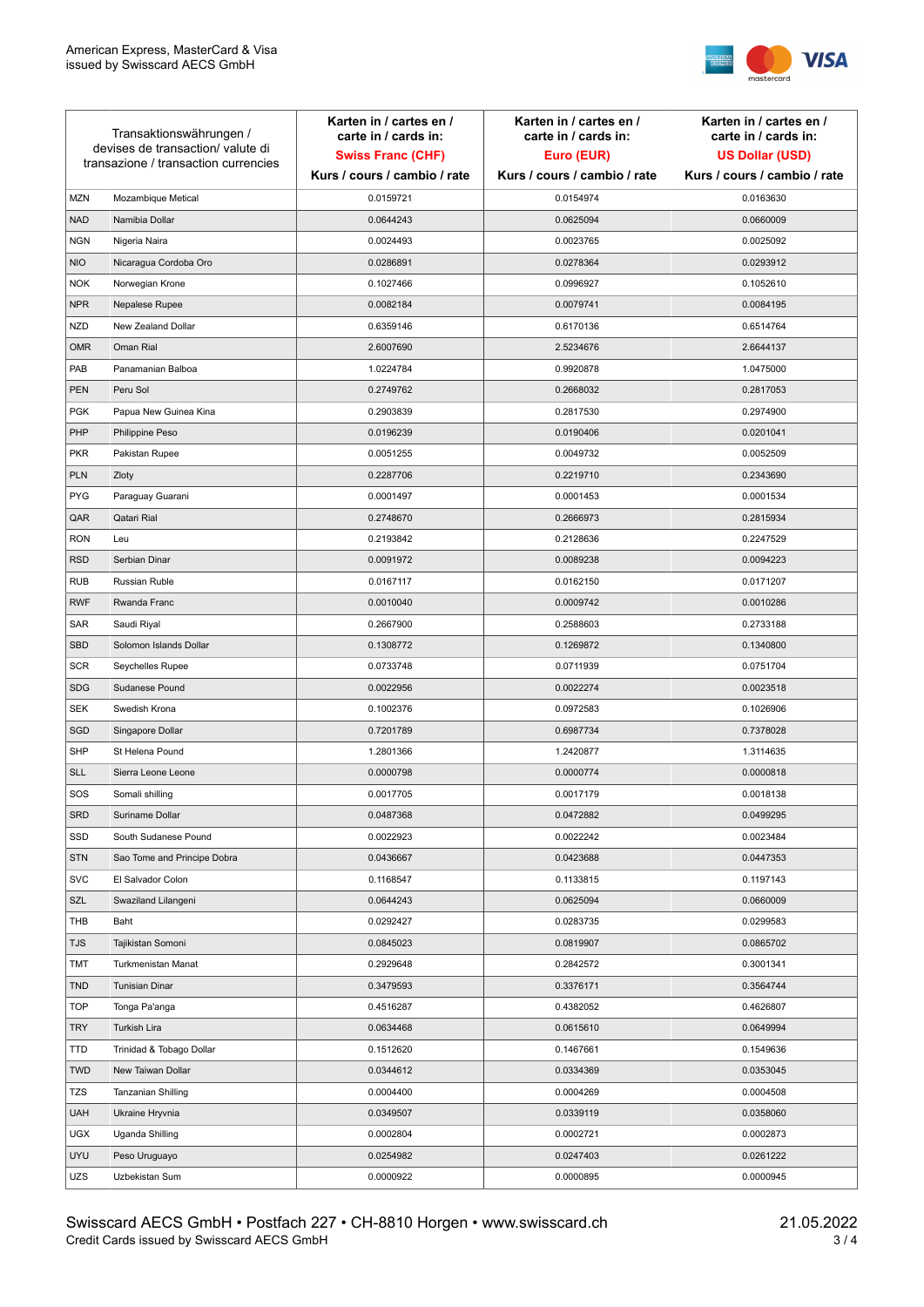| Transaktionswährungen / devises de transaction/ valute di transazione / transaction currencies | | Karten in / cartes en / carte in / cards in: **Swiss Franc (CHF)** Kurs / cours / cambio / rate | Karten in / cartes en / carte in / cards in: **Euro (EUR)** Kurs / cours / cambio / rate | Karten in / cartes en / carte in / cards in: **US Dollar (USD)** Kurs / cours / cambio / rate |
|---|---|---|---|---|
| MZN | Mozambique Metical | 0.0159721 | 0.0154974 | 0.0163630 |
| NAD | Namibia Dollar | 0.0644243 | 0.0625094 | 0.0660009 |
| NGN | Nigeria Naira | 0.0024493 | 0.0023765 | 0.0025092 |
| NIO | Nicaragua Cordoba Oro | 0.0286891 | 0.0278364 | 0.0293912 |
| NOK | Norwegian Krone | 0.1027466 | 0.0996927 | 0.1052610 |
| NPR | Nepalese Rupee | 0.0082184 | 0.0079741 | 0.0084195 |
| NZD | New Zealand Dollar | 0.6359146 | 0.6170136 | 0.6514764 |
| OMR | Oman Rial | 2.6007690 | 2.5234676 | 2.6644137 |
| PAB | Panamanian Balboa | 1.0224784 | 0.9920878 | 1.0475000 |
| PEN | Peru Sol | 0.2749762 | 0.2668032 | 0.2817053 |
| PGK | Papua New Guinea Kina | 0.2903839 | 0.2817530 | 0.2974900 |
| PHP | Philippine Peso | 0.0196239 | 0.0190406 | 0.0201041 |
| PKR | Pakistan Rupee | 0.0051255 | 0.0049732 | 0.0052509 |
| PLN | Zloty | 0.2287706 | 0.2219710 | 0.2343690 |
| PYG | Paraguay Guarani | 0.0001497 | 0.0001453 | 0.0001534 |
| QAR | Qatari Rial | 0.2748670 | 0.2666973 | 0.2815934 |
| RON | Leu | 0.2193842 | 0.2128636 | 0.2247529 |
| RSD | Serbian Dinar | 0.0091972 | 0.0089238 | 0.0094223 |
| RUB | Russian Ruble | 0.0167117 | 0.0162150 | 0.0171207 |
| RWF | Rwanda Franc | 0.0010040 | 0.0009742 | 0.0010286 |
| SAR | Saudi Riyal | 0.2667900 | 0.2588603 | 0.2733188 |
| SBD | Solomon Islands Dollar | 0.1308772 | 0.1269872 | 0.1340800 |
| SCR | Seychelles Rupee | 0.0733748 | 0.0711939 | 0.0751704 |
| SDG | Sudanese Pound | 0.0022956 | 0.0022274 | 0.0023518 |
| SEK | Swedish Krona | 0.1002376 | 0.0972583 | 0.1026906 |
| SGD | Singapore Dollar | 0.7201789 | 0.6987734 | 0.7378028 |
| SHP | St Helena Pound | 1.2801366 | 1.2420877 | 1.3114635 |
| SLL | Sierra Leone Leone | 0.0000798 | 0.0000774 | 0.0000818 |
| SOS | Somali shilling | 0.0017705 | 0.0017179 | 0.0018138 |
| SRD | Suriname Dollar | 0.0487368 | 0.0472882 | 0.0499295 |
| SSD | South Sudanese Pound | 0.0022923 | 0.0022242 | 0.0023484 |
| STN | Sao Tome and Principe Dobra | 0.0436667 | 0.0423688 | 0.0447353 |
| SVC | El Salvador Colon | 0.1168547 | 0.1133815 | 0.1197143 |
| SZL | Swaziland Lilangeni | 0.0644243 | 0.0625094 | 0.0660009 |
| THB | Baht | 0.0292427 | 0.0283735 | 0.0299583 |
| TJS | Tajikistan Somoni | 0.0845023 | 0.0819907 | 0.0865702 |
| TMT | Turkmenistan Manat | 0.2929648 | 0.2842572 | 0.3001341 |
| TND | Tunisian Dinar | 0.3479593 | 0.3376171 | 0.3564744 |
| TOP | Tonga Pa'anga | 0.4516287 | 0.4382052 | 0.4626807 |
| TRY | Turkish Lira | 0.0634468 | 0.0615610 | 0.0649994 |
| TTD | Trinidad & Tobago Dollar | 0.1512620 | 0.1467661 | 0.1549636 |
| TWD | New Taiwan Dollar | 0.0344612 | 0.0334369 | 0.0353045 |
| TZS | Tanzanian Shilling | 0.0004400 | 0.0004269 | 0.0004508 |
| UAH | Ukraine Hryvnia | 0.0349507 | 0.0339119 | 0.0358060 |
| UGX | Uganda Shilling | 0.0002804 | 0.0002721 | 0.0002873 |
| UYU | Peso Uruguayo | 0.0254982 | 0.0247403 | 0.0261222 |
| UZS | Uzbekistan Sum | 0.0000922 | 0.0000895 | 0.0000945 |

Swisscard AECS GmbH • Postfach 227 • CH-8810 Horgen • www.swisscard.ch
Credit Cards issued by Swisscard AECS GmbH

21.05.2022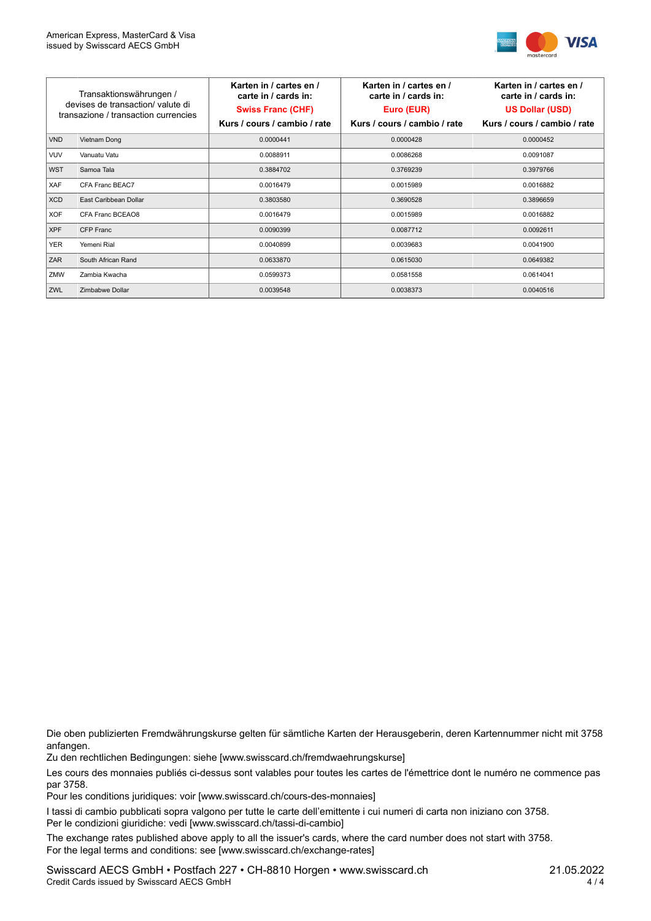| Transaktionswährungen / devises de transaction/ valute di transazione / transaction currencies | | Karten in / cartes en / carte in / cards in: Swiss Franc (CHF) Kurs / cours / cambio / rate | Karten in / cartes en / carte in / cards in: Euro (EUR) Kurs / cours / cambio / rate | Karten in / cartes en / carte in / cards in: US Dollar (USD) Kurs / cours / cambio / rate |
|---|---|---|---|---|
| VND | Vietnam Dong | 0.0000441 | 0.0000428 | 0.0000452 |
| VUV | Vanuatu Vatu | 0.0088911 | 0.0086268 | 0.0091087 |
| WST | Samoa Tala | 0.3884702 | 0.3769239 | 0.3979766 |
| XAF | CFA Franc BEAC7 | 0.0016479 | 0.0015989 | 0.0016882 |
| XCD | East Caribbean Dollar | 0.3803580 | 0.3690528 | 0.3896659 |
| XOF | CFA Franc BCEAO8 | 0.0016479 | 0.0015989 | 0.0016882 |
| XPF | CFP Franc | 0.0090399 | 0.0087712 | 0.0092611 |
| YER | Yemeni Rial | 0.0040899 | 0.0039683 | 0.0041900 |
| ZAR | South African Rand | 0.0633870 | 0.0615030 | 0.0649382 |
| ZMW | Zambia Kwacha | 0.0599373 | 0.0581558 | 0.0614041 |
| ZWL | Zimbabwe Dollar | 0.0039548 | 0.0038373 | 0.0040516 |

Die oben publizierten Fremdwährungskurse gelten für sämtliche Karten der Herausgeberin, deren Kartennummer nicht mit 3758 anfangen.
Zu den rechtlichen Bedingungen: siehe [www.swisscard.ch/fremdwaehrungskurse]

Les cours des monnaies publiés ci-dessus sont valables pour toutes les cartes de l'émettrice dont le numéro ne commence pas par 3758.
Pour les conditions juridiques: voir [www.swisscard.ch/cours-des-monnaies]

I tassi di cambio pubblicati sopra valgono per tutte le carte dell'emittente i cui numeri di carta non iniziano con 3758.
Per le condizioni giuridiche: vedi [www.swisscard.ch/tassi-di-cambio]

The exchange rates published above apply to all the issuer's cards, where the card number does not start with 3758.
For the legal terms and conditions: see [www.swisscard.ch/exchange-rates]

Swisscard AECS GmbH • Postfach 227 • CH-8810 Horgen • www.swisscard.ch
Credit Cards issued by Swisscard AECS GmbH

21.05.2022